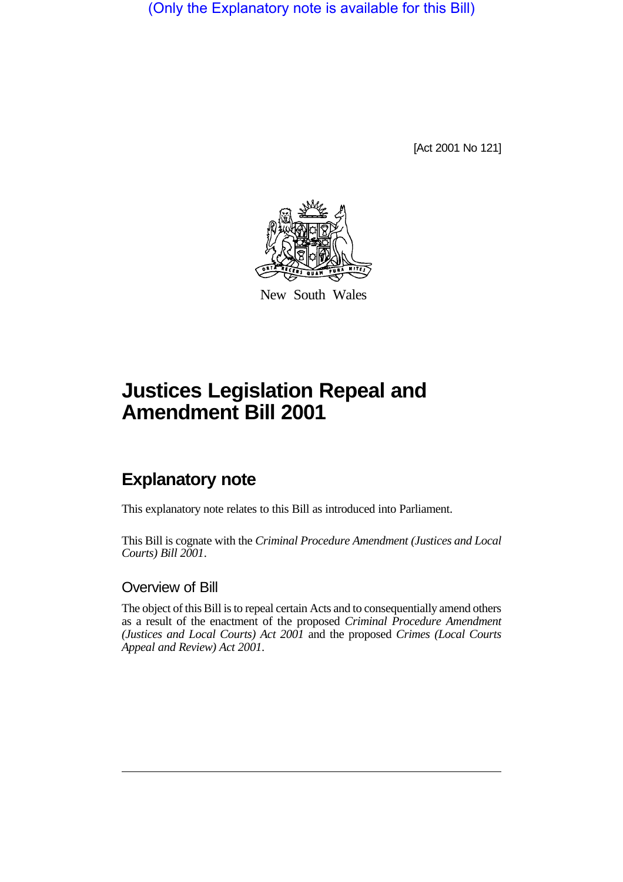(Only the Explanatory note is available for this Bill)

[Act 2001 No 121]

New South Wales

# Justices Legislation Repeal and Amendment Bill 2001

## Explanatory note

This explanatory note relates to this Bill as introduced into Parliament.

This Bill is cognate with the *Criminal Procedure Amendment (Justices and Local Courts) Bill 2001*.

### Overview of Bill

The object of this Bill is to repeal certain Acts and to consequentially amend others as a result of the enactment of the proposed *Criminal Procedure Amendment (Justices and Local Courts) Act 2001* and the proposed *Crimes (Local Courts Appeal and Review) Act 2001*.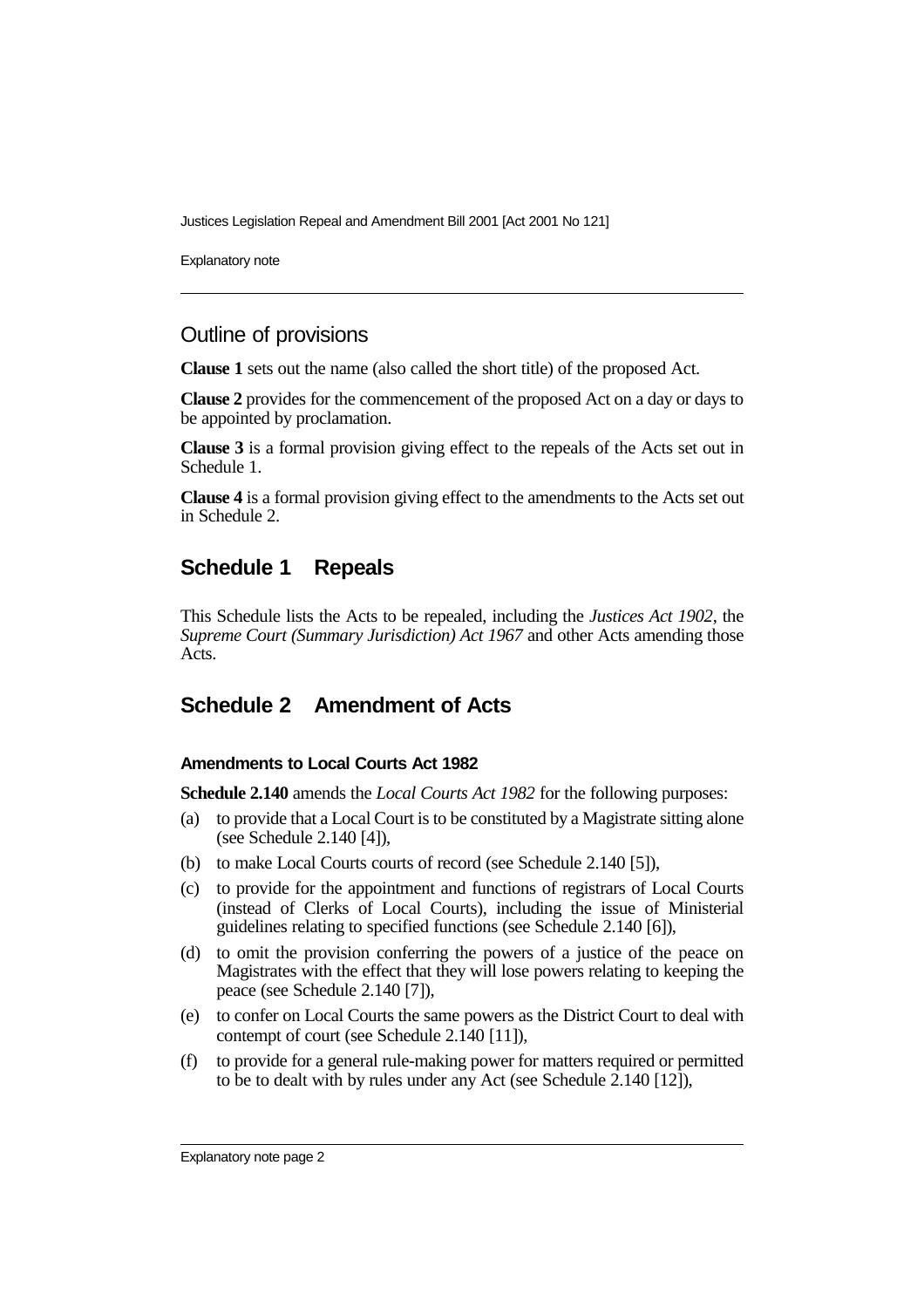## Outline of provisions

**Clause 1** sets out the name (also called the short title) of the proposed Act.

**Clause 2** provides for the commencement of the proposed Act on a day or days to be appointed by proclamation.

**Clause 3** is a formal provision giving effect to the repeals of the Acts set out in Schedule 1.

**Clause 4** is a formal provision giving effect to the amendments to the Acts set out in Schedule 2.

## Schedule 1 Repeals

This Schedule lists the Acts to be repealed, including the *Justices Act 1902*, the *Supreme Court (Summary Jurisdiction) Act 1967* and other Acts amending those Acts.

## Schedule 2 Amendment of Acts

#### Amendments to Local Courts Act 1982

**Schedule 2.140** amends the *Local Courts Act 1982* for the following purposes:

(a) to provide that a Local Court is to be constituted by a Magistrate sitting alone (see Schedule 2.140 [4]),

(b) to make Local Courts courts of record (see Schedule 2.140 [5]),

(c) to provide for the appointment and functions of registrars of Local Courts (instead of Clerks of Local Courts), including the issue of Ministerial guidelines relating to specified functions (see Schedule 2.140 [6]),

(d) to omit the provision conferring the powers of a justice of the peace on Magistrates with the effect that they will lose powers relating to keeping the peace (see Schedule 2.140 [7]),

(e) to confer on Local Courts the same powers as the District Court to deal with contempt of court (see Schedule 2.140 [11]),

(f) to provide for a general rule-making power for matters required or permitted to be to dealt with by rules under any Act (see Schedule 2.140 [12]),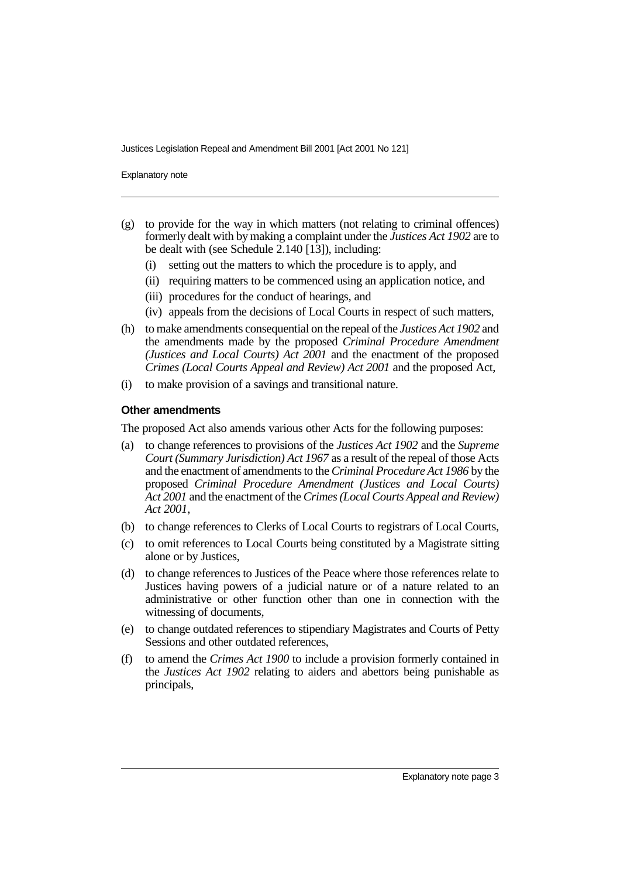(g) to provide for the way in which matters (not relating to criminal offences) formerly dealt with by making a complaint under the *Justices Act 1902* are to be dealt with (see Schedule 2.140 [13]), including:
   (i) setting out the matters to which the procedure is to apply, and
   (ii) requiring matters to be commenced using an application notice, and
   (iii) procedures for the conduct of hearings, and
   (iv) appeals from the decisions of Local Courts in respect of such matters,

(h) to make amendments consequential on the repeal of the *Justices Act 1902* and the amendments made by the proposed *Criminal Procedure Amendment (Justices and Local Courts) Act 2001* and the enactment of the proposed *Crimes (Local Courts Appeal and Review) Act 2001* and the proposed Act,

(i) to make provision of a savings and transitional nature.

**Other amendments**

The proposed Act also amends various other Acts for the following purposes:

(a) to change references to provisions of the *Justices Act 1902* and the *Supreme Court (Summary Jurisdiction) Act 1967* as a result of the repeal of those Acts and the enactment of amendments to the *Criminal Procedure Act 1986* by the proposed *Criminal Procedure Amendment (Justices and Local Courts) Act 2001* and the enactment of the *Crimes (Local Courts Appeal and Review) Act 2001*,

(b) to change references to Clerks of Local Courts to registrars of Local Courts,

(c) to omit references to Local Courts being constituted by a Magistrate sitting alone or by Justices,

(d) to change references to Justices of the Peace where those references relate to Justices having powers of a judicial nature or of a nature related to an administrative or other function other than one in connection with the witnessing of documents,

(e) to change outdated references to stipendiary Magistrates and Courts of Petty Sessions and other outdated references,

(f) to amend the *Crimes Act 1900* to include a provision formerly contained in the *Justices Act 1902* relating to aiders and abettors being punishable as principals,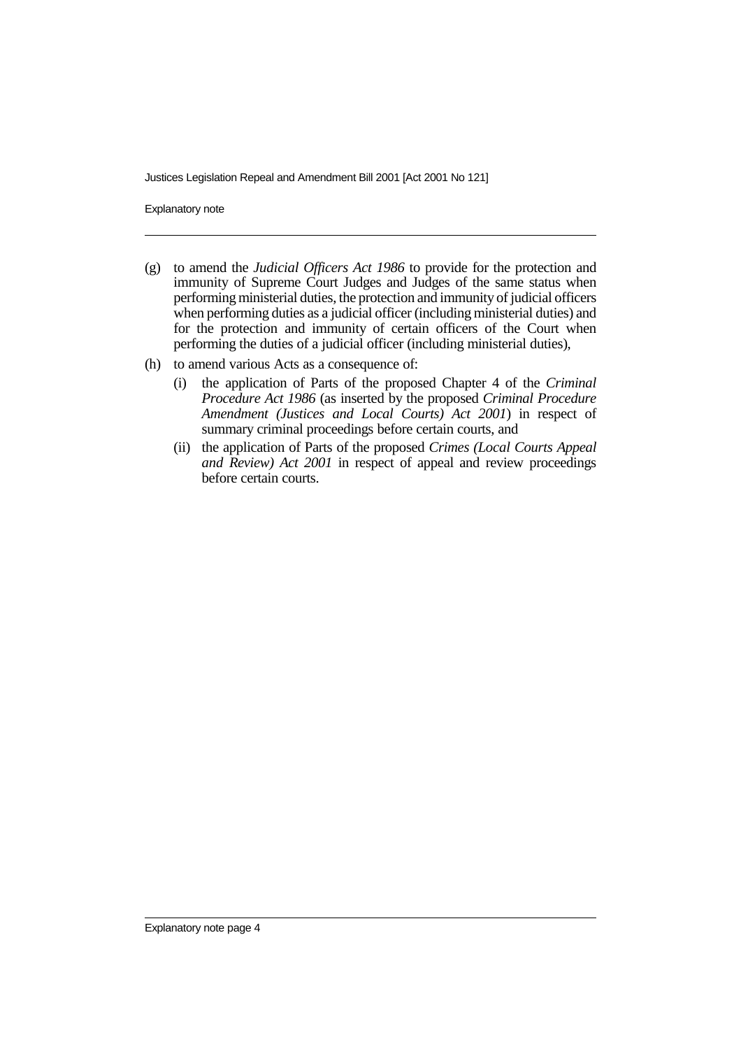(g) to amend the *Judicial Officers Act 1986* to provide for the protection and immunity of Supreme Court Judges and Judges of the same status when performing ministerial duties, the protection and immunity of judicial officers when performing duties as a judicial officer (including ministerial duties) and for the protection and immunity of certain officers of the Court when performing the duties of a judicial officer (including ministerial duties),

(h) to amend various Acts as a consequence of:

 (i) the application of Parts of the proposed Chapter 4 of the *Criminal Procedure Act 1986* (as inserted by the proposed *Criminal Procedure Amendment (Justices and Local Courts) Act 2001*) in respect of summary criminal proceedings before certain courts, and

 (ii) the application of Parts of the proposed *Crimes (Local Courts Appeal and Review) Act 2001* in respect of appeal and review proceedings before certain courts.